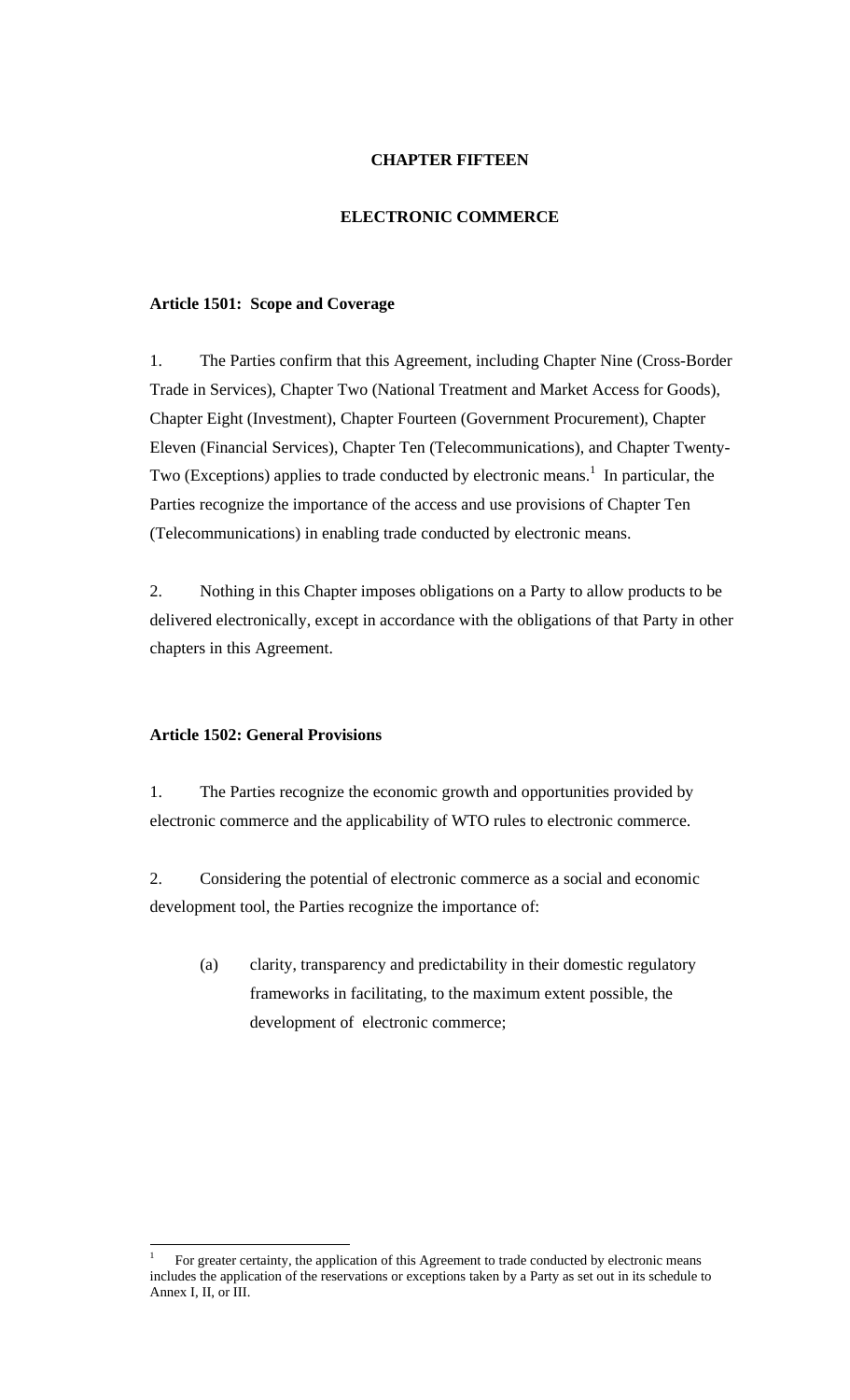# CHAPTER FIFTEEN

## ELECTRONIC COMMERCE

### Article 1501: Scope and Coverage

1. The Parties confirm that this Agreement, including Chapter Nine (Cross-Border Trade in Services), Chapter Two (National Treatment and Market Access for Goods), Chapter Eight (Investment), Chapter Fourteen (Government Procurement), Chapter Eleven (Financial Services), Chapter Ten (Telecommunications), and Chapter Twenty-Two (Exceptions) applies to trade conducted by electronic means.[1] In particular, the Parties recognize the importance of the access and use provisions of Chapter Ten (Telecommunications) in enabling trade conducted by electronic means.

2. Nothing in this Chapter imposes obligations on a Party to allow products to be delivered electronically, except in accordance with the obligations of that Party in other chapters in this Agreement.

### Article 1502: General Provisions

1. The Parties recognize the economic growth and opportunities provided by electronic commerce and the applicability of WTO rules to electronic commerce.

2. Considering the potential of electronic commerce as a social and economic development tool, the Parties recognize the importance of:

   (a) clarity, transparency and predictability in their domestic regulatory frameworks in facilitating, to the maximum extent possible, the development of electronic commerce;

---

[1] For greater certainty, the application of this Agreement to trade conducted by electronic means includes the application of the reservations or exceptions taken by a Party as set out in its schedule to Annex I, II, or III.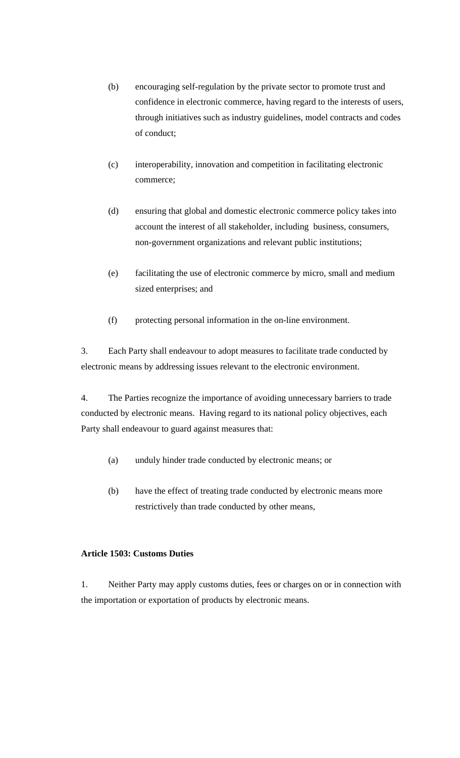(b) encouraging self-regulation by the private sector to promote trust and confidence in electronic commerce, having regard to the interests of users, through initiatives such as industry guidelines, model contracts and codes of conduct;

(c) interoperability, innovation and competition in facilitating electronic commerce;

(d) ensuring that global and domestic electronic commerce policy takes into account the interest of all stakeholder, including business, consumers, non-government organizations and relevant public institutions;

(e) facilitating the use of electronic commerce by micro, small and medium sized enterprises; and

(f) protecting personal information in the on-line environment.

3. Each Party shall endeavour to adopt measures to facilitate trade conducted by electronic means by addressing issues relevant to the electronic environment.

4. The Parties recognize the importance of avoiding unnecessary barriers to trade conducted by electronic means. Having regard to its national policy objectives, each Party shall endeavour to guard against measures that:

(a) unduly hinder trade conducted by electronic means; or

(b) have the effect of treating trade conducted by electronic means more restrictively than trade conducted by other means,

**Article 1503: Customs Duties**

1. Neither Party may apply customs duties, fees or charges on or in connection with the importation or exportation of products by electronic means.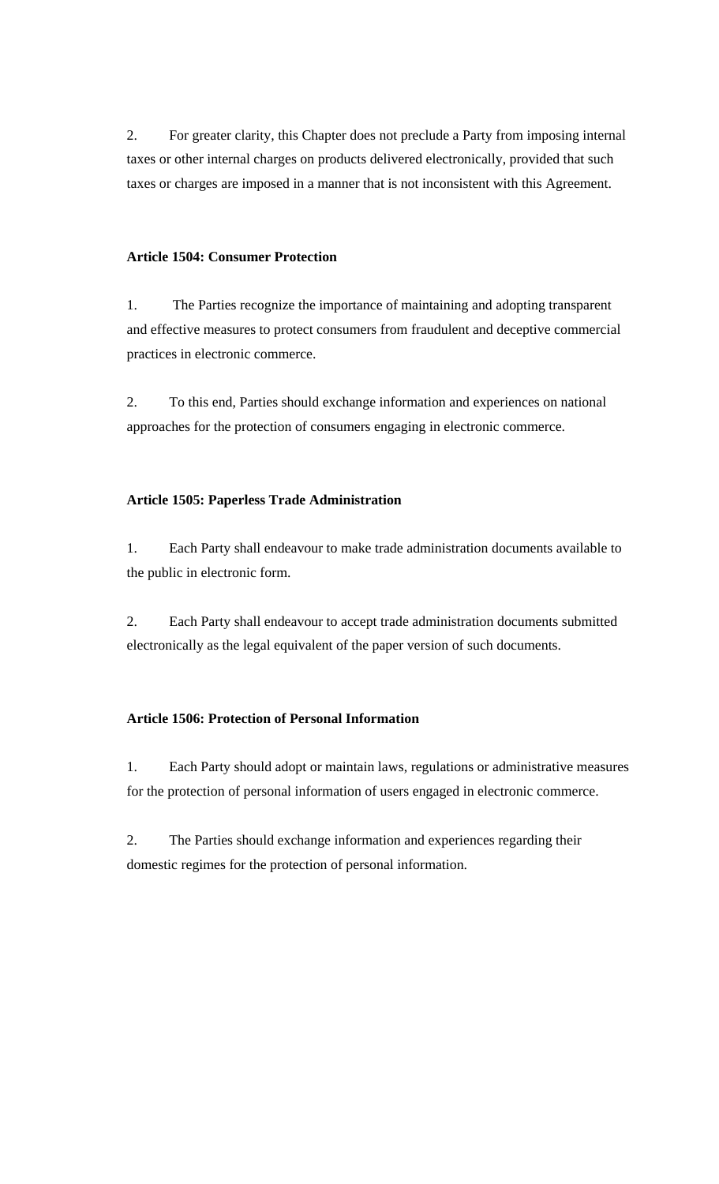2. For greater clarity, this Chapter does not preclude a Party from imposing internal taxes or other internal charges on products delivered electronically, provided that such taxes or charges are imposed in a manner that is not inconsistent with this Agreement.

**Article 1504: Consumer Protection**

1. The Parties recognize the importance of maintaining and adopting transparent and effective measures to protect consumers from fraudulent and deceptive commercial practices in electronic commerce.

2. To this end, Parties should exchange information and experiences on national approaches for the protection of consumers engaging in electronic commerce.

**Article 1505: Paperless Trade Administration**

1. Each Party shall endeavour to make trade administration documents available to the public in electronic form.

2. Each Party shall endeavour to accept trade administration documents submitted electronically as the legal equivalent of the paper version of such documents.

**Article 1506: Protection of Personal Information**

1. Each Party should adopt or maintain laws, regulations or administrative measures for the protection of personal information of users engaged in electronic commerce.

2. The Parties should exchange information and experiences regarding their domestic regimes for the protection of personal information.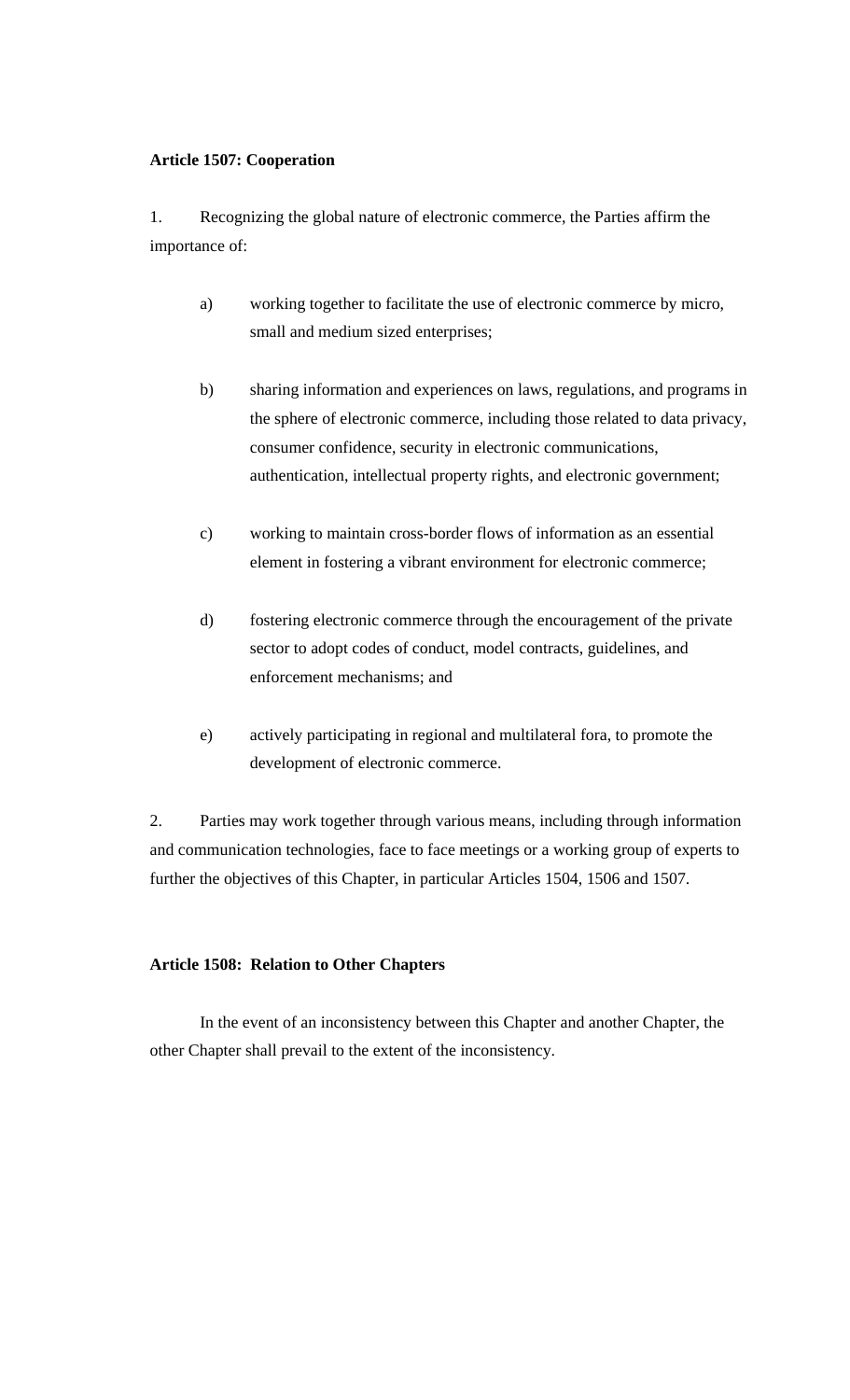**Article 1507: Cooperation**

1. Recognizing the global nature of electronic commerce, the Parties affirm the importance of:

   a) working together to facilitate the use of electronic commerce by micro, small and medium sized enterprises;

   b) sharing information and experiences on laws, regulations, and programs in the sphere of electronic commerce, including those related to data privacy, consumer confidence, security in electronic communications, authentication, intellectual property rights, and electronic government;

   c) working to maintain cross-border flows of information as an essential element in fostering a vibrant environment for electronic commerce;

   d) fostering electronic commerce through the encouragement of the private sector to adopt codes of conduct, model contracts, guidelines, and enforcement mechanisms; and

   e) actively participating in regional and multilateral fora, to promote the development of electronic commerce.

2. Parties may work together through various means, including through information and communication technologies, face to face meetings or a working group of experts to further the objectives of this Chapter, in particular Articles 1504, 1506 and 1507.

**Article 1508: Relation to Other Chapters**

In the event of an inconsistency between this Chapter and another Chapter, the other Chapter shall prevail to the extent of the inconsistency.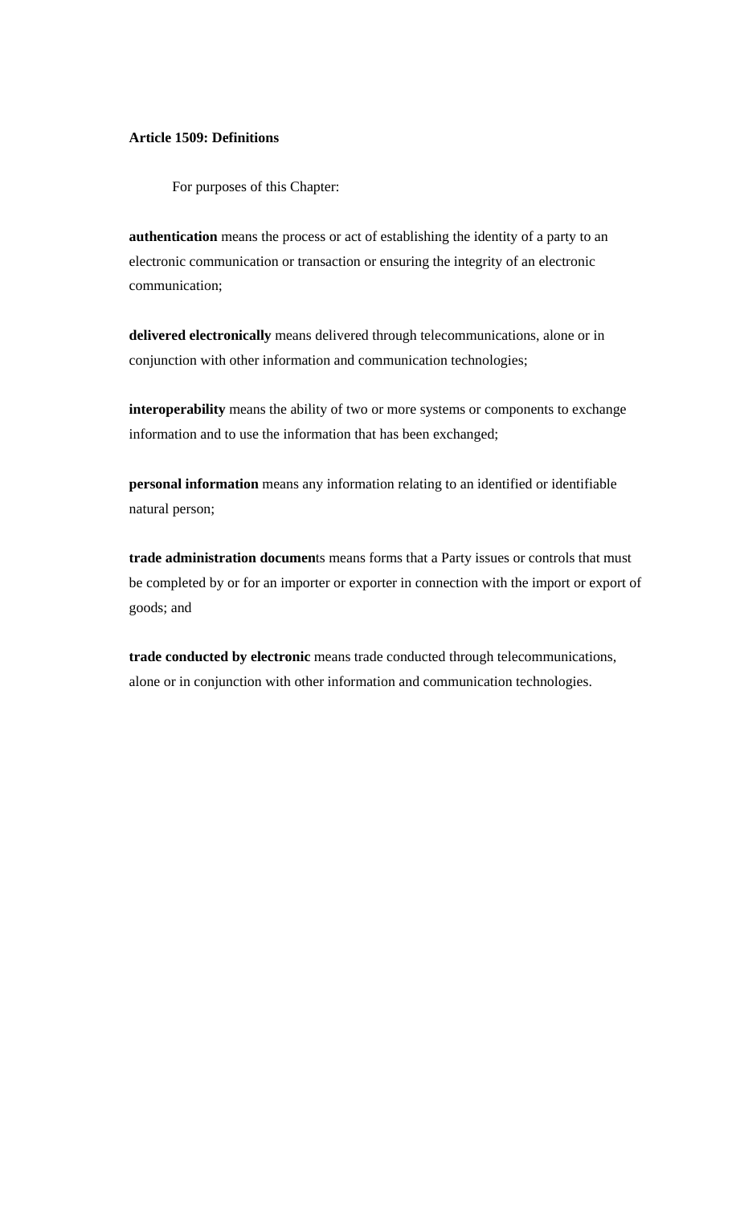**Article 1509: Definitions**

For purposes of this Chapter:

**authentication** means the process or act of establishing the identity of a party to an electronic communication or transaction or ensuring the integrity of an electronic communication;

**delivered electronically** means delivered through telecommunications, alone or in conjunction with other information and communication technologies;

**interoperability** means the ability of two or more systems or components to exchange information and to use the information that has been exchanged;

**personal information** means any information relating to an identified or identifiable natural person;

**trade administration documen**ts means forms that a Party issues or controls that must be completed by or for an importer or exporter in connection with the import or export of goods; and

**trade conducted by electronic** means trade conducted through telecommunications, alone or in conjunction with other information and communication technologies.